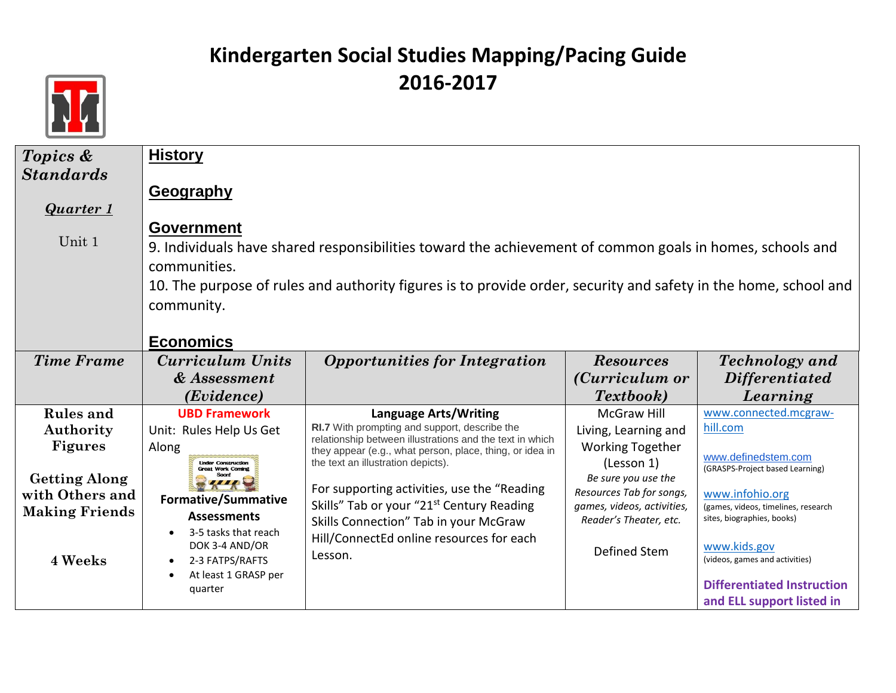# Kindergarten Social Studies Mapping/Pacing Guide
## 2016-2017

| *Topics & Standards*<br><br>***Quarter 1***<br><br>Unit 1 | **History**<br><br>**Geography**<br><br>**Government**<br>9. Individuals have shared responsibilities toward the achievement of common goals in homes, schools and communities.<br>10. The purpose of rules and authority figures is to provide order, security and safety in the home, school and community.<br><br>**Economics** | | | |
|---|---|---|---|---|
| ***Time Frame*** | ***Curriculum Units & Assessment (Evidence)*** | ***Opportunities for Integration*** | ***Resources (Curriculum or Textbook)*** | ***Technology and Differentiated Learning*** |
| **Rules and Authority Figures**<br><br>**Getting Along with Others and Making Friends**<br><br>**4 Weeks** | **UBD Framework**<br>Unit: Rules Help Us Get Along<br>Under Construction Great Work Coming Soon!<br>**Formative/Summative Assessments**<br>• 3-5 tasks that reach DOK 3-4 AND/OR<br>• 2-3 FATPS/RAFTS<br>• At least 1 GRASP per quarter | **Language Arts/Writing**<br>**RI.7** With prompting and support, describe the relationship between illustrations and the text in which they appear (e.g., what person, place, thing, or idea in the text an illustration depicts).<br><br>For supporting activities, use the "Reading Skills" Tab or your "21st Century Reading Skills Connection" Tab in your McGraw Hill/ConnectEd online resources for each Lesson. | McGraw Hill Living, Learning and Working Together (Lesson 1)<br>*Be sure you use the Resources Tab for songs, games, videos, activities, Reader's Theater, etc.*<br><br>Defined Stem | www.connected.mcgraw-hill.com<br><br>www.definedstem.com (GRASPS-Project based Learning)<br><br>www.infohio.org (games, videos, timelines, research sites, biographies, books)<br><br>www.kids.gov (videos, games and activities)<br><br>**Differentiated Instruction and ELL support listed in** |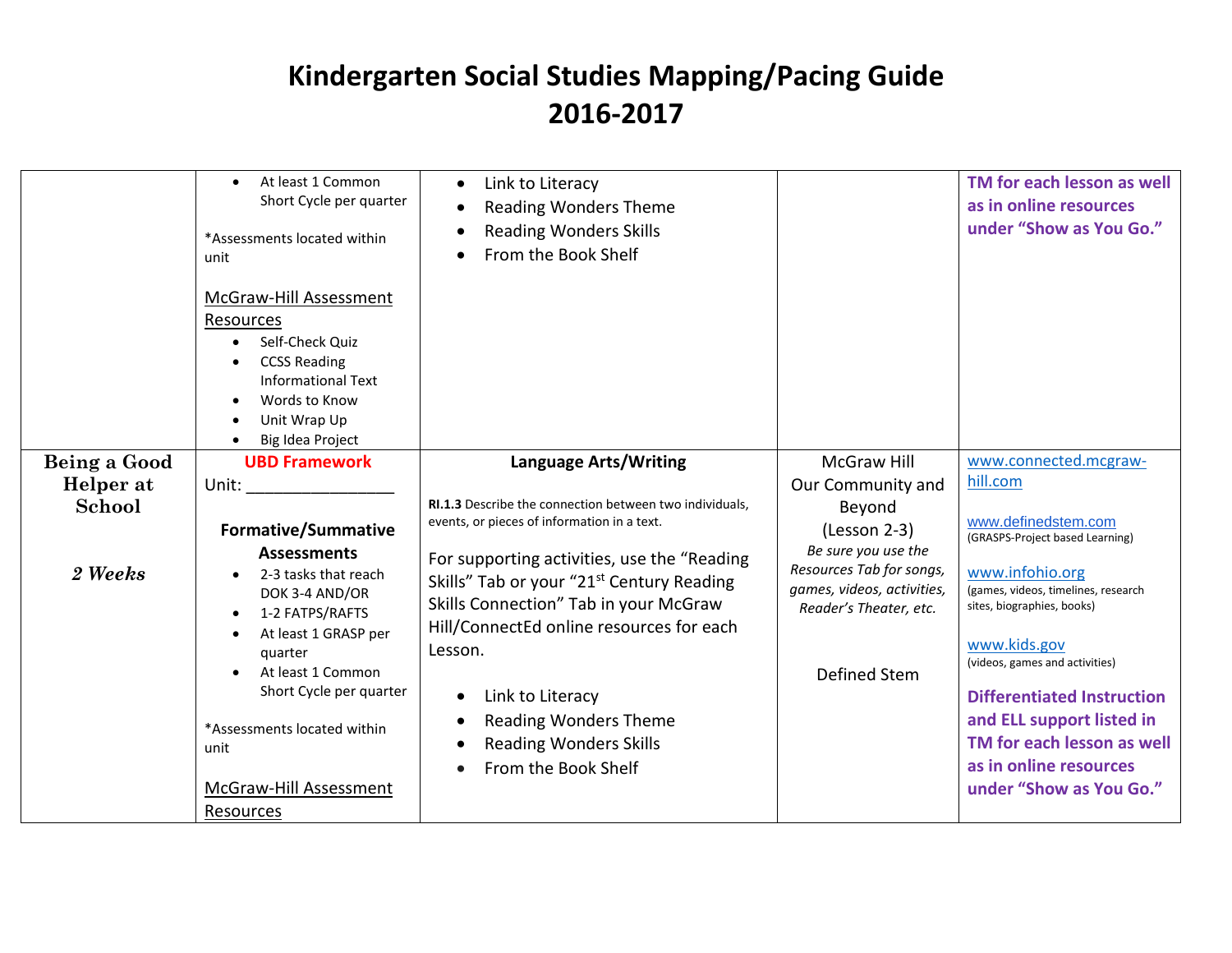# Kindergarten Social Studies Mapping/Pacing Guide
# 2016-2017

| | | | | |
|---|---|---|---|---|
| | • At least 1 Common Short Cycle per quarter<br><br>*Assessments located within unit<br><br>McGraw-Hill Assessment Resources<br>• Self-Check Quiz<br>• CCSS Reading Informational Text<br>• Words to Know<br>• Unit Wrap Up<br>• Big Idea Project | • Link to Literacy<br>• Reading Wonders Theme<br>• Reading Wonders Skills<br>• From the Book Shelf | | **TM for each lesson as well as in online resources under "Show as You Go."** |
| **Being a Good Helper at School**<br><br>***2 Weeks*** | **UBD Framework**<br>Unit: ________________<br><br>**Formative/Summative Assessments**<br>• 2-3 tasks that reach DOK 3-4 AND/OR<br>• 1-2 FATPS/RAFTS<br>• At least 1 GRASP per quarter<br>• At least 1 Common Short Cycle per quarter<br><br>*Assessments located within unit<br><br>McGraw-Hill Assessment Resources | **Language Arts/Writing**<br><br>**RI.1.3** Describe the connection between two individuals, events, or pieces of information in a text.<br><br>For supporting activities, use the "Reading Skills" Tab or your "21st Century Reading Skills Connection" Tab in your McGraw Hill/ConnectEd online resources for each Lesson.<br><br>• Link to Literacy<br>• Reading Wonders Theme<br>• Reading Wonders Skills<br>• From the Book Shelf | McGraw Hill Our Community and Beyond (Lesson 2-3)<br>*Be sure you use the Resources Tab for songs, games, videos, activities, Reader's Theater, etc.*<br><br>Defined Stem | www.connected.mcgraw-hill.com<br><br>www.definedstem.com<br>(GRASPS-Project based Learning)<br><br>www.infohio.org<br>(games, videos, timelines, research sites, biographies, books)<br><br>www.kids.gov<br>(videos, games and activities)<br><br>**Differentiated Instruction and ELL support listed in TM for each lesson as well as in online resources under "Show as You Go."** |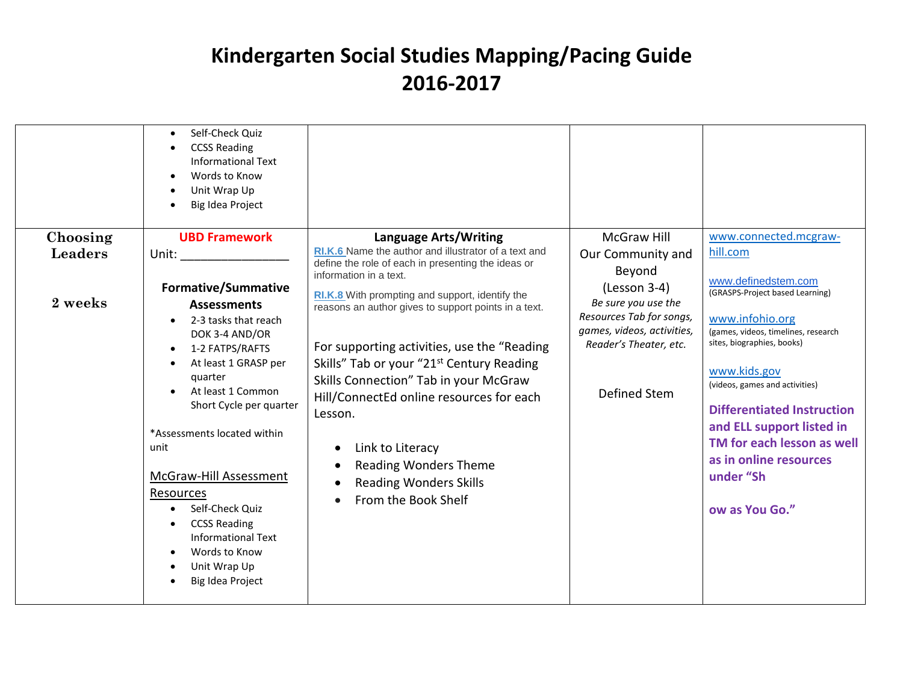# Kindergarten Social Studies Mapping/Pacing Guide 2016-2017

| | | | | |
|---|---|---|---|---|
| | • Self-Check Quiz<br>• CCSS Reading Informational Text<br>• Words to Know<br>• Unit Wrap Up<br>• Big Idea Project | | | |
| **Choosing Leaders**<br><br>**2 weeks** | **UBD Framework**<br>Unit: ________________<br><br>**Formative/Summative Assessments**<br>• 2-3 tasks that reach DOK 3-4 AND/OR<br>• 1-2 FATPS/RAFTS<br>• At least 1 GRASP per quarter<br>• At least 1 Common Short Cycle per quarter<br><br>*Assessments located within unit<br><br>McGraw-Hill Assessment Resources<br>• Self-Check Quiz<br>• CCSS Reading Informational Text<br>• Words to Know<br>• Unit Wrap Up<br>• Big Idea Project | **Language Arts/Writing**<br>RI.K.6 Name the author and illustrator of a text and define the role of each in presenting the ideas or information in a text.<br><br>RI.K.8 With prompting and support, identify the reasons an author gives to support points in a text.<br><br>For supporting activities, use the "Reading Skills" Tab or your "21st Century Reading Skills Connection" Tab in your McGraw Hill/ConnectEd online resources for each Lesson.<br><br>• Link to Literacy<br>• Reading Wonders Theme<br>• Reading Wonders Skills<br>• From the Book Shelf | McGraw Hill Our Community and Beyond (Lesson 3-4)<br>*Be sure you use the Resources Tab for songs, games, videos, activities, Reader's Theater, etc.*<br><br>Defined Stem | www.connected.mcgraw-hill.com<br><br>www.definedstem.com<br>(GRASPS-Project based Learning)<br><br>www.infohio.org<br>(games, videos, timelines, research sites, biographies, books)<br><br>www.kids.gov<br>(videos, games and activities)<br><br>**Differentiated Instruction and ELL support listed in TM for each lesson as well as in online resources under "Show as You Go."** |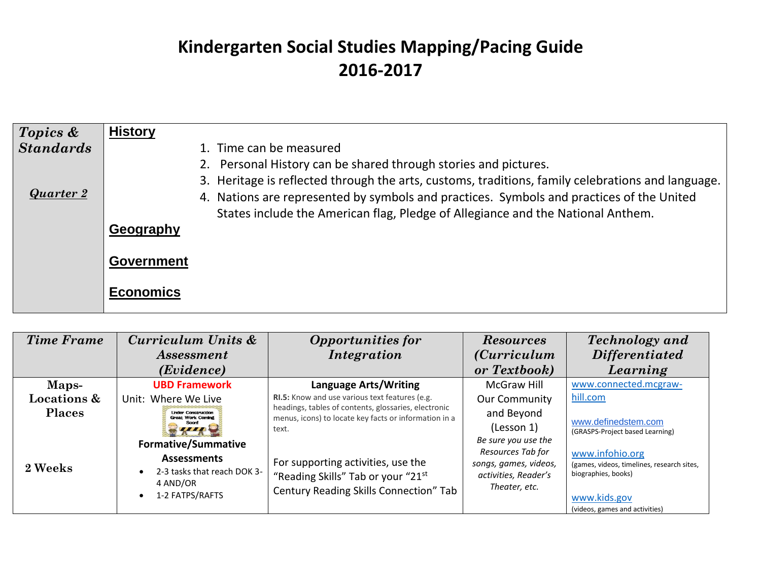# Kindergarten Social Studies Mapping/Pacing Guide
# 2016-2017

| *Topics & Standards*<br><br>***Quarter 2*** | **History**<br>1. Time can be measured<br>2. Personal History can be shared through stories and pictures.<br>3. Heritage is reflected through the arts, customs, traditions, family celebrations and language.<br>4. Nations are represented by symbols and practices. Symbols and practices of the United States include the American flag, Pledge of Allegiance and the National Anthem.<br><br>**Geography**<br><br>**Government**<br><br>**Economics** |
|---|---|

| *Time Frame* | *Curriculum Units & Assessment (Evidence)* | *Opportunities for Integration* | *Resources (Curriculum or Textbook)* | *Technology and Differentiated Learning* |
|---|---|---|---|---|
| **Maps- Locations & Places**<br><br>**2 Weeks** | **UBD Framework**<br>Unit: Where We Live<br>Under Construction Great Work Coming Soon!<br>**Formative/Summative Assessments**<br>• 2-3 tasks that reach DOK 3-4 AND/OR<br>• 1-2 FATPS/RAFTS | **Language Arts/Writing**<br>**RI.5:** Know and use various text features (e.g. headings, tables of contents, glossaries, electronic menus, icons) to locate key facts or information in a text.<br><br>For supporting activities, use the "Reading Skills" Tab or your "21st Century Reading Skills Connection" Tab | McGraw Hill Our Community and Beyond (Lesson 1)<br>*Be sure you use the Resources Tab for songs, games, videos, activities, Reader's Theater, etc.* | www.connected.mcgraw-hill.com<br><br>www.definedstem.com<br>(GRASPS-Project based Learning)<br><br>www.infohio.org<br>(games, videos, timelines, research sites, biographies, books)<br><br>www.kids.gov<br>(videos, games and activities) |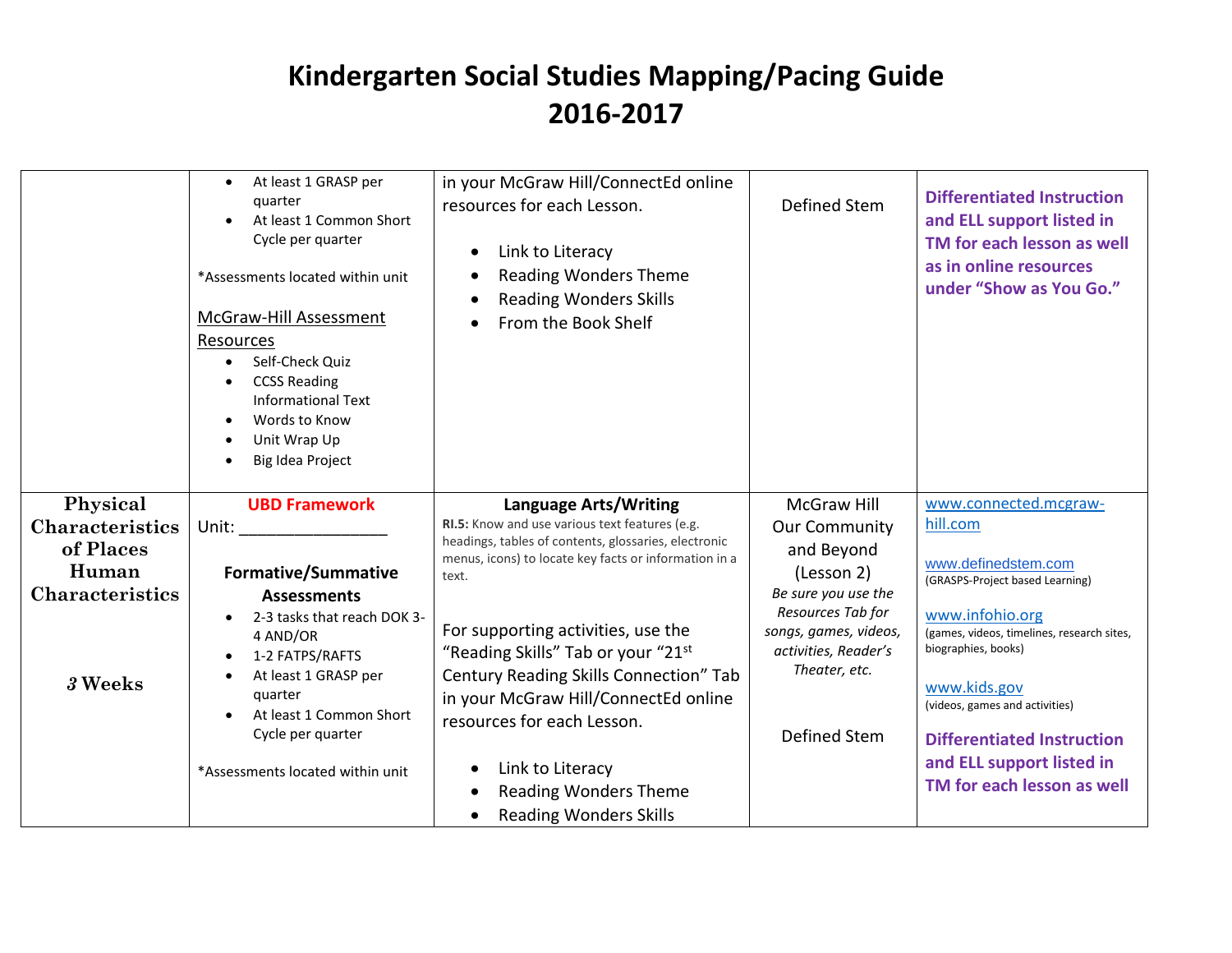# Kindergarten Social Studies Mapping/Pacing Guide 2016-2017

| | | | | |
|---|---|---|---|---|
| | • At least 1 GRASP per quarter<br>• At least 1 Common Short Cycle per quarter<br><br>*Assessments located within unit<br><br>McGraw-Hill Assessment Resources<br>• Self-Check Quiz<br>• CCSS Reading Informational Text<br>• Words to Know<br>• Unit Wrap Up<br>• Big Idea Project | in your McGraw Hill/ConnectEd online resources for each Lesson.<br><br>• Link to Literacy<br>• Reading Wonders Theme<br>• Reading Wonders Skills<br>• From the Book Shelf | Defined Stem | **Differentiated Instruction and ELL support listed in TM for each lesson as well as in online resources under "Show as You Go."** |
| **Physical Characteristics of Places Human Characteristics**<br><br>***3* Weeks** | **UBD Framework**<br>Unit: ________________<br><br>**Formative/Summative Assessments**<br>• 2-3 tasks that reach DOK 3-4 AND/OR<br>• 1-2 FATPS/RAFTS<br>• At least 1 GRASP per quarter<br>• At least 1 Common Short Cycle per quarter<br><br>*Assessments located within unit | **Language Arts/Writing**<br>**RI.5:** Know and use various text features (e.g. headings, tables of contents, glossaries, electronic menus, icons) to locate key facts or information in a text.<br><br>For supporting activities, use the "Reading Skills" Tab or your "21st Century Reading Skills Connection" Tab in your McGraw Hill/ConnectEd online resources for each Lesson.<br><br>• Link to Literacy<br>• Reading Wonders Theme<br>• Reading Wonders Skills | McGraw Hill Our Community and Beyond (Lesson 2)<br>*Be sure you use the Resources Tab for songs, games, videos, activities, Reader's Theater, etc.*<br><br>Defined Stem | www.connected.mcgraw-hill.com<br><br>www.definedstem.com<br>(GRASPS-Project based Learning)<br><br>www.infohio.org<br>(games, videos, timelines, research sites, biographies, books)<br><br>www.kids.gov<br>(videos, games and activities)<br><br>**Differentiated Instruction and ELL support listed in TM for each lesson as well** |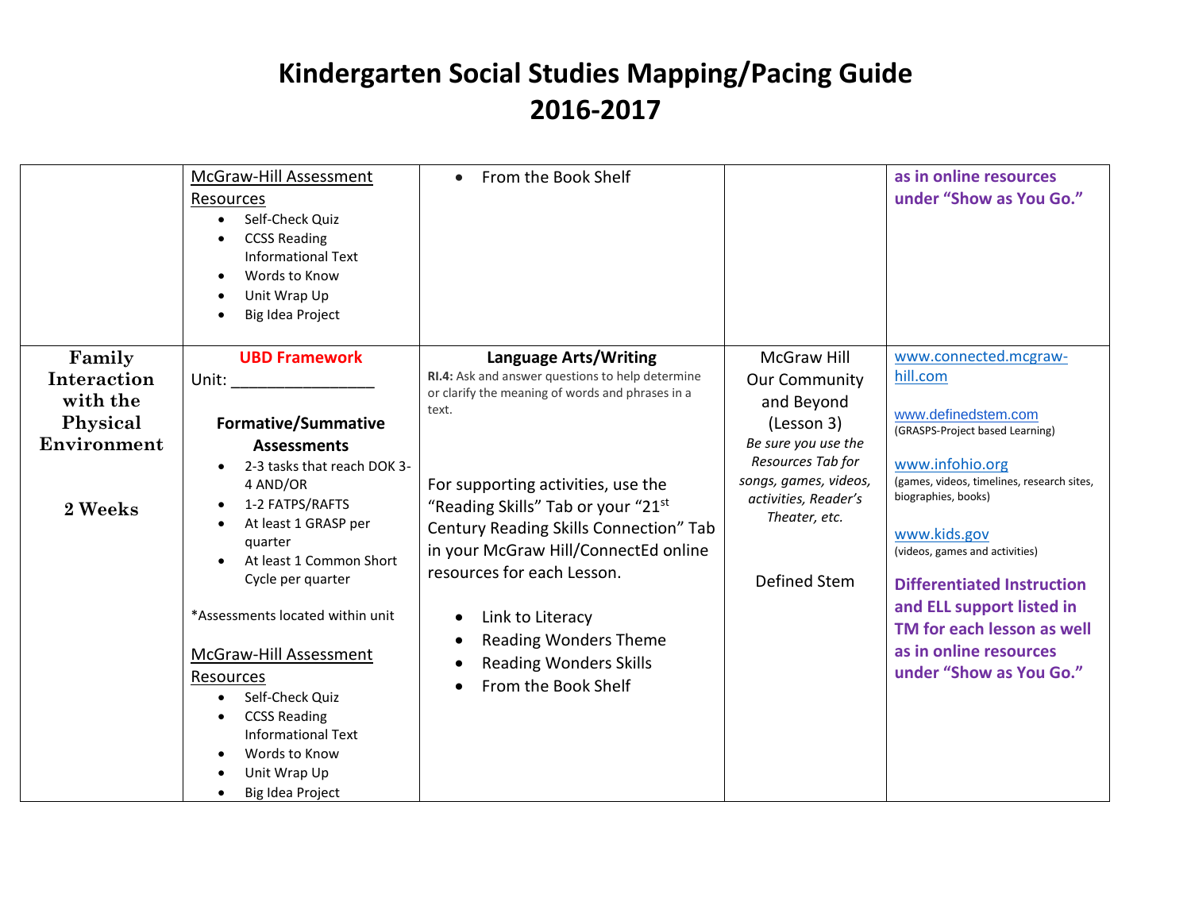# Kindergarten Social Studies Mapping/Pacing Guide
# 2016-2017

| | | | | |
|---|---|---|---|---|
| | McGraw-Hill Assessment Resources<br>• Self-Check Quiz<br>• CCSS Reading Informational Text<br>• Words to Know<br>• Unit Wrap Up<br>• Big Idea Project | • From the Book Shelf | | **as in online resources under "Show as You Go."** |
| **Family Interaction with the Physical Environment**<br><br>**2 Weeks** | **UBD Framework**<br>Unit: ________________<br><br>**Formative/Summative Assessments**<br>• 2-3 tasks that reach DOK 3-4 AND/OR<br>• 1-2 FATPS/RAFTS<br>• At least 1 GRASP per quarter<br>• At least 1 Common Short Cycle per quarter<br><br>*Assessments located within unit<br><br>McGraw-Hill Assessment Resources<br>• Self-Check Quiz<br>• CCSS Reading Informational Text<br>• Words to Know<br>• Unit Wrap Up<br>• Big Idea Project | **Language Arts/Writing**<br>**RI.4:** Ask and answer questions to help determine or clarify the meaning of words and phrases in a text.<br><br>For supporting activities, use the "Reading Skills" Tab or your "21st Century Reading Skills Connection" Tab in your McGraw Hill/ConnectEd online resources for each Lesson.<br><br>• Link to Literacy<br>• Reading Wonders Theme<br>• Reading Wonders Skills<br>• From the Book Shelf | McGraw Hill Our Community and Beyond (Lesson 3)<br>*Be sure you use the Resources Tab for songs, games, videos, activities, Reader's Theater, etc.*<br><br>Defined Stem | www.connected.mcgraw-hill.com<br><br>www.definedstem.com<br>(GRASPS-Project based Learning)<br><br>www.infohio.org<br>(games, videos, timelines, research sites, biographies, books)<br><br>www.kids.gov<br>(videos, games and activities)<br><br>**Differentiated Instruction and ELL support listed in TM for each lesson as well as in online resources under "Show as You Go."** |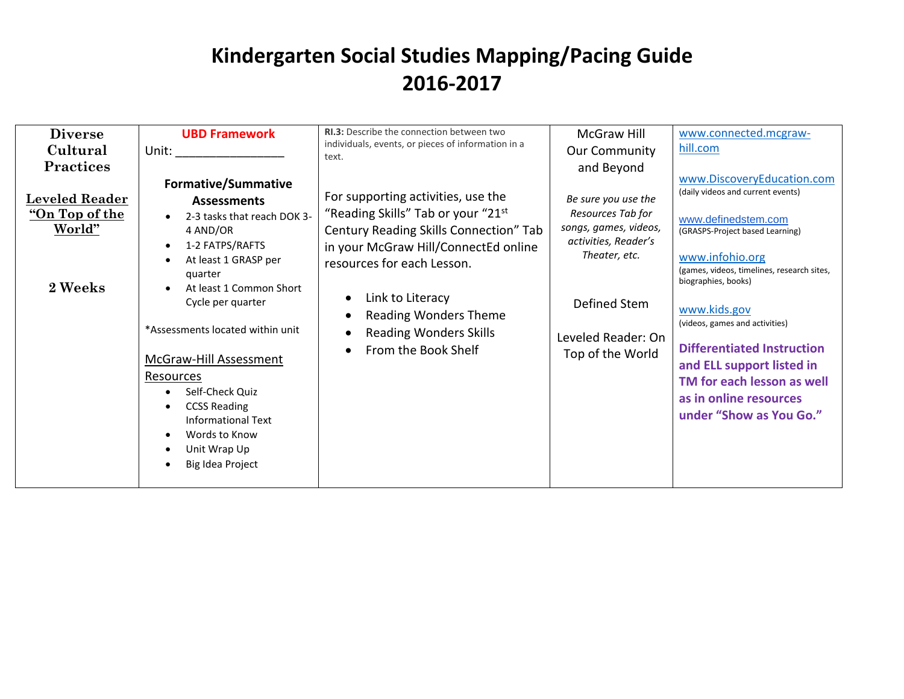# Kindergarten Social Studies Mapping/Pacing Guide
# 2016-2017

| Diverse Cultural Practices<br><br>**Leveled Reader "On Top of the World"**<br><br>**2 Weeks** | **UBD Framework**<br>Unit: ________________<br><br>**Formative/Summative Assessments**<br>• 2-3 tasks that reach DOK 3-4 AND/OR<br>• 1-2 FATPS/RAFTS<br>• At least 1 GRASP per quarter<br>• At least 1 Common Short Cycle per quarter<br><br>*Assessments located within unit<br><br>McGraw-Hill Assessment Resources<br>• Self-Check Quiz<br>• CCSS Reading Informational Text<br>• Words to Know<br>• Unit Wrap Up<br>• Big Idea Project | **RI.3:** Describe the connection between two individuals, events, or pieces of information in a text.<br><br>For supporting activities, use the "Reading Skills" Tab or your "21st Century Reading Skills Connection" Tab in your McGraw Hill/ConnectEd online resources for each Lesson.<br><br>• Link to Literacy<br>• Reading Wonders Theme<br>• Reading Wonders Skills<br>• From the Book Shelf | McGraw Hill Our Community and Beyond<br><br>*Be sure you use the Resources Tab for songs, games, videos, activities, Reader's Theater, etc.*<br><br>Defined Stem<br><br>Leveled Reader: On Top of the World | www.connected.mcgraw-hill.com<br><br>www.DiscoveryEducation.com (daily videos and current events)<br><br>www.definedstem.com (GRASPS-Project based Learning)<br><br>www.infohio.org (games, videos, timelines, research sites, biographies, books)<br><br>www.kids.gov (videos, games and activities)<br><br>**Differentiated Instruction and ELL support listed in TM for each lesson as well as in online resources under "Show as You Go."** |
|---|---|---|---|---|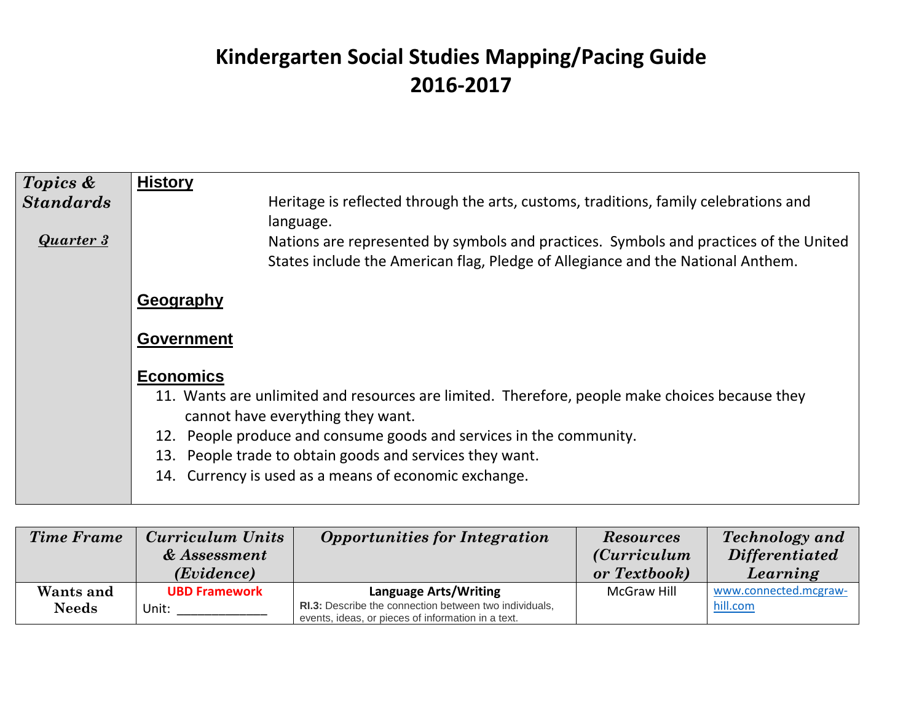# Kindergarten Social Studies Mapping/Pacing Guide
# 2016-2017

| *Topics & Standards*<br><br>***Quarter 3*** | **History**<br>Heritage is reflected through the arts, customs, traditions, family celebrations and language.<br>Nations are represented by symbols and practices. Symbols and practices of the United States include the American flag, Pledge of Allegiance and the National Anthem.<br><br>**Geography**<br><br>**Government**<br><br>**Economics**<br>11. Wants are unlimited and resources are limited. Therefore, people make choices because they cannot have everything they want.<br>12. People produce and consume goods and services in the community.<br>13. People trade to obtain goods and services they want.<br>14. Currency is used as a means of economic exchange. |
|---|---|

| *Time Frame* | *Curriculum Units & Assessment (Evidence)* | *Opportunities for Integration* | *Resources (Curriculum or Textbook)* | *Technology and Differentiated Learning* |
|---|---|---|---|---|
| **Wants and Needs** | **UBD Framework**<br>Unit: ____________ | **Language Arts/Writing**<br>**RI.3:** Describe the connection between two individuals, events, ideas, or pieces of information in a text. | McGraw Hill | www.connected.mcgraw-hill.com |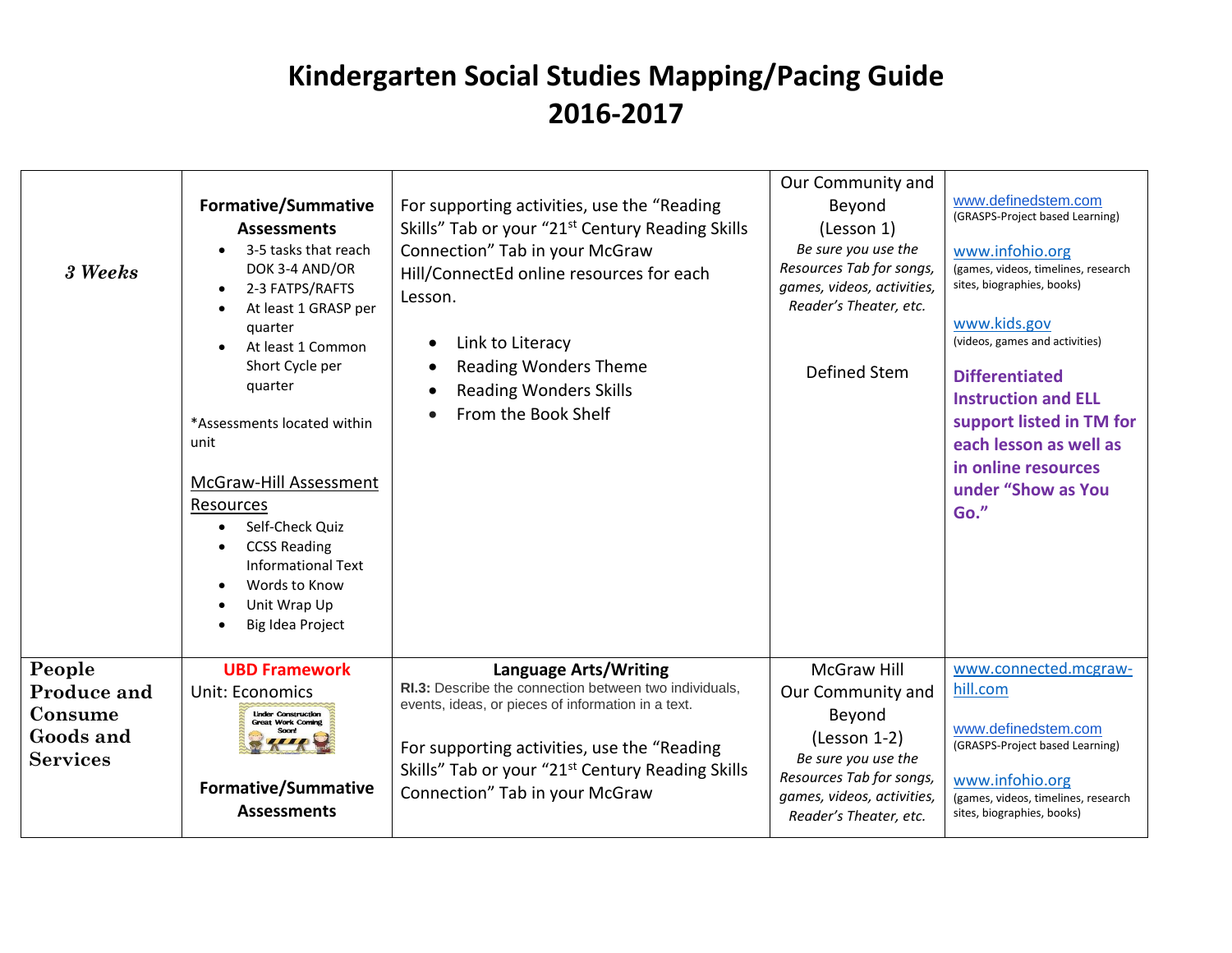# Kindergarten Social Studies Mapping/Pacing Guide
# 2016-2017

| | | | | |
|---|---|---|---|---|
| ***3 Weeks*** | **Formative/Summative Assessments**<br>• 3-5 tasks that reach DOK 3-4 AND/OR<br>• 2-3 FATPS/RAFTS<br>• At least 1 GRASP per quarter<br>• At least 1 Common Short Cycle per quarter<br><br>*Assessments located within unit<br><br>McGraw-Hill Assessment Resources<br>• Self-Check Quiz<br>• CCSS Reading Informational Text<br>• Words to Know<br>• Unit Wrap Up<br>• Big Idea Project | For supporting activities, use the "Reading Skills" Tab or your "21st Century Reading Skills Connection" Tab in your McGraw Hill/ConnectEd online resources for each Lesson.<br><br>• Link to Literacy<br>• Reading Wonders Theme<br>• Reading Wonders Skills<br>• From the Book Shelf | Our Community and Beyond<br>(Lesson 1)<br>*Be sure you use the Resources Tab for songs, games, videos, activities, Reader's Theater, etc.*<br><br>Defined Stem | www.definedstem.com<br>(GRASPS-Project based Learning)<br><br>www.infohio.org<br>(games, videos, timelines, research sites, biographies, books)<br><br>www.kids.gov<br>(videos, games and activities)<br><br>**Differentiated Instruction and ELL support listed in TM for each lesson as well as in online resources under "Show as You Go."** |
| **People Produce and Consume Goods and Services** | **UBD Framework**<br>Unit: Economics<br>Under Construction Great Work Coming Soon!<br><br>**Formative/Summative Assessments** | **Language Arts/Writing**<br>**RI.3:** Describe the connection between two individuals, events, ideas, or pieces of information in a text.<br><br>For supporting activities, use the "Reading Skills" Tab or your "21st Century Reading Skills Connection" Tab in your McGraw | McGraw Hill<br>Our Community and Beyond<br>(Lesson 1-2)<br>*Be sure you use the Resources Tab for songs, games, videos, activities, Reader's Theater, etc.* | www.connected.mcgraw-hill.com<br><br>www.definedstem.com<br>(GRASPS-Project based Learning)<br><br>www.infohio.org<br>(games, videos, timelines, research sites, biographies, books) |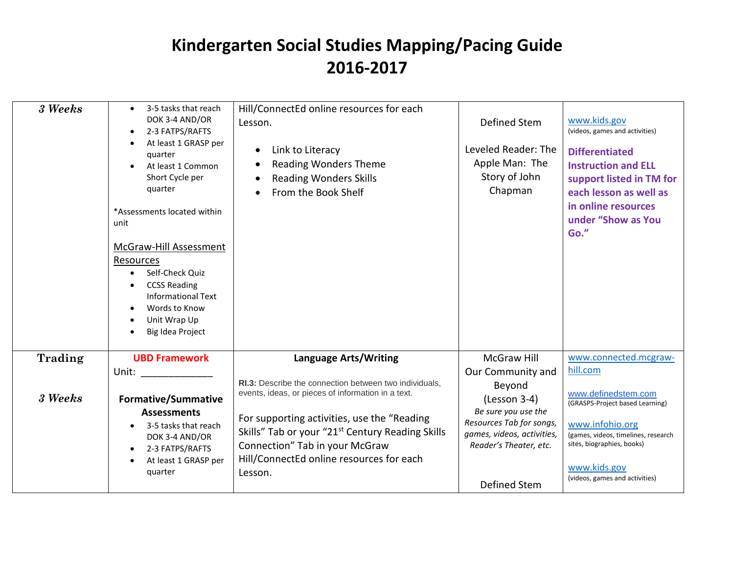# Kindergarten Social Studies Mapping/Pacing Guide 2016-2017

| | | | | |
|---|---|---|---|---|
| ***3 Weeks*** | • 3-5 tasks that reach DOK 3-4 AND/OR<br>• 2-3 FATPS/RAFTS<br>• At least 1 GRASP per quarter<br>• At least 1 Common Short Cycle per quarter<br><br>*Assessments located within unit<br><br><u>McGraw-Hill Assessment Resources</u><br>• Self-Check Quiz<br>• CCSS Reading Informational Text<br>• Words to Know<br>• Unit Wrap Up<br>• Big Idea Project | Hill/ConnectEd online resources for each Lesson.<br><br>• Link to Literacy<br>• Reading Wonders Theme<br>• Reading Wonders Skills<br>• From the Book Shelf | Defined Stem<br><br>Leveled Reader: The Apple Man: The Story of John Chapman | www.kids.gov<br>(videos, games and activities)<br><br>**Differentiated Instruction and ELL support listed in TM for each lesson as well as in online resources under "Show as You Go."** |
| **Trading**<br><br>***3 Weeks*** | **UBD Framework**<br>Unit: _____________<br><br>**Formative/Summative Assessments**<br>• 3-5 tasks that reach DOK 3-4 AND/OR<br>• 2-3 FATPS/RAFTS<br>• At least 1 GRASP per quarter | **Language Arts/Writing**<br><br>**RI.3:** Describe the connection between two individuals, events, ideas, or pieces of information in a text.<br><br>For supporting activities, use the "Reading Skills" Tab or your "21st Century Reading Skills Connection" Tab in your McGraw Hill/ConnectEd online resources for each Lesson. | McGraw Hill Our Community and Beyond (Lesson 3-4)<br>*Be sure you use the Resources Tab for songs, games, videos, activities, Reader's Theater, etc.*<br><br>Defined Stem | www.connected.mcgraw-hill.com<br><br>www.definedstem.com<br>(GRASPS-Project based Learning)<br><br>www.infohio.org<br>(games, videos, timelines, research sites, biographies, books)<br><br>www.kids.gov<br>(videos, games and activities) |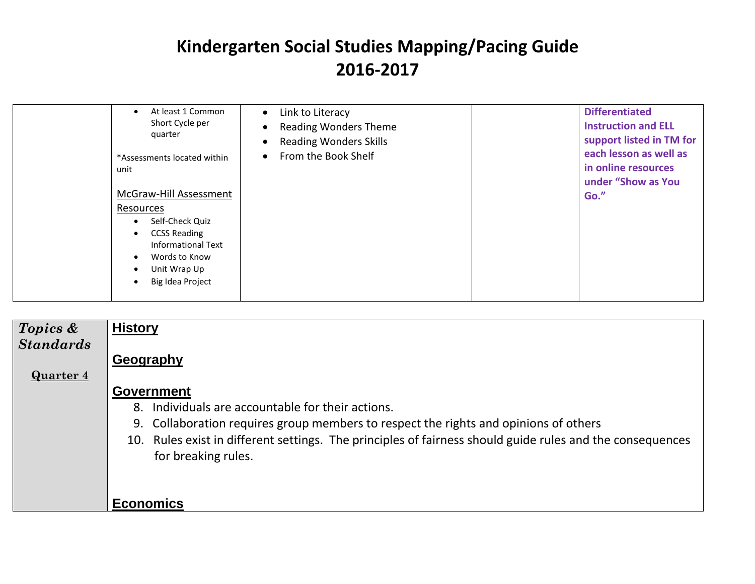# Kindergarten Social Studies Mapping/Pacing Guide
# 2016-2017

| | | | | |
|---|---|---|---|---|
| | • At least 1 Common Short Cycle per quarter<br><br>*Assessments located within unit<br><br>McGraw-Hill Assessment Resources<br>• Self-Check Quiz<br>• CCSS Reading Informational Text<br>• Words to Know<br>• Unit Wrap Up<br>• Big Idea Project | • Link to Literacy<br>• Reading Wonders Theme<br>• Reading Wonders Skills<br>• From the Book Shelf | | **Differentiated Instruction and ELL support listed in TM for each lesson as well as in online resources under "Show as You Go."** |

| ***Topics & Standards***<br><br>**Quarter 4** | |
|---|---|
| | **History**<br><br>**Geography**<br><br>**Government**<br>8. Individuals are accountable for their actions.<br>9. Collaboration requires group members to respect the rights and opinions of others<br>10. Rules exist in different settings. The principles of fairness should guide rules and the consequences for breaking rules.<br><br>**Economics** |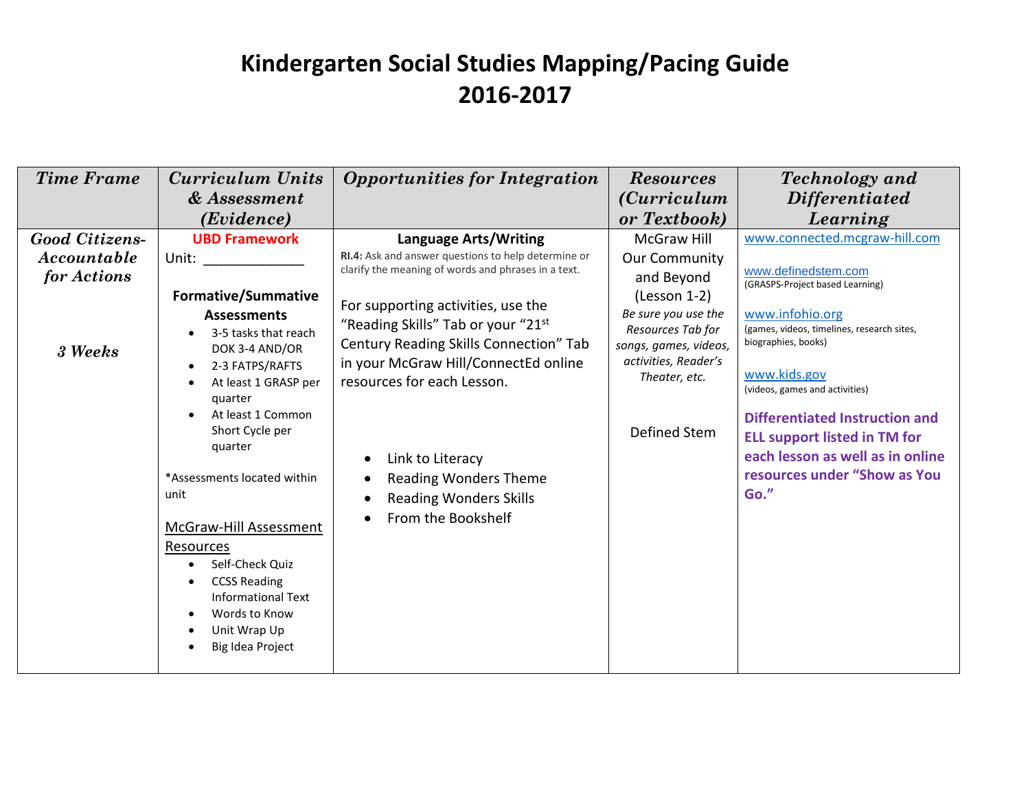# Kindergarten Social Studies Mapping/Pacing Guide
# 2016-2017

| *Time Frame* | *Curriculum Units & Assessment (Evidence)* | *Opportunities for Integration* | *Resources (Curriculum or Textbook)* | *Technology and Differentiated Learning* |
|---|---|---|---|---|
| ***Good Citizens- Accountable for Actions*** <br><br> ***3 Weeks*** | **UBD Framework** <br> Unit: ____________ <br><br> **Formative/Summative Assessments** <br> • 3-5 tasks that reach DOK 3-4 AND/OR <br> • 2-3 FATPS/RAFTS <br> • At least 1 GRASP per quarter <br> • At least 1 Common Short Cycle per quarter <br><br> *Assessments located within unit <br><br> McGraw-Hill Assessment Resources <br> • Self-Check Quiz <br> • CCSS Reading Informational Text <br> • Words to Know <br> • Unit Wrap Up <br> • Big Idea Project | **Language Arts/Writing** <br> **RI.4:** Ask and answer questions to help determine or clarify the meaning of words and phrases in a text. <br><br> For supporting activities, use the "Reading Skills" Tab or your "21st Century Reading Skills Connection" Tab in your McGraw Hill/ConnectEd online resources for each Lesson. <br><br> • Link to Literacy <br> • Reading Wonders Theme <br> • Reading Wonders Skills <br> • From the Bookshelf | McGraw Hill Our Community and Beyond (Lesson 1-2) <br> *Be sure you use the Resources Tab for songs, games, videos, activities, Reader's Theater, etc.* <br><br> Defined Stem | www.connected.mcgraw-hill.com <br><br> www.definedstem.com <br> (GRASPS-Project based Learning) <br><br> www.infohio.org <br> (games, videos, timelines, research sites, biographies, books) <br><br> www.kids.gov <br> (videos, games and activities) <br><br> **Differentiated Instruction and ELL support listed in TM for each lesson as well as in online resources under "Show as You Go."** |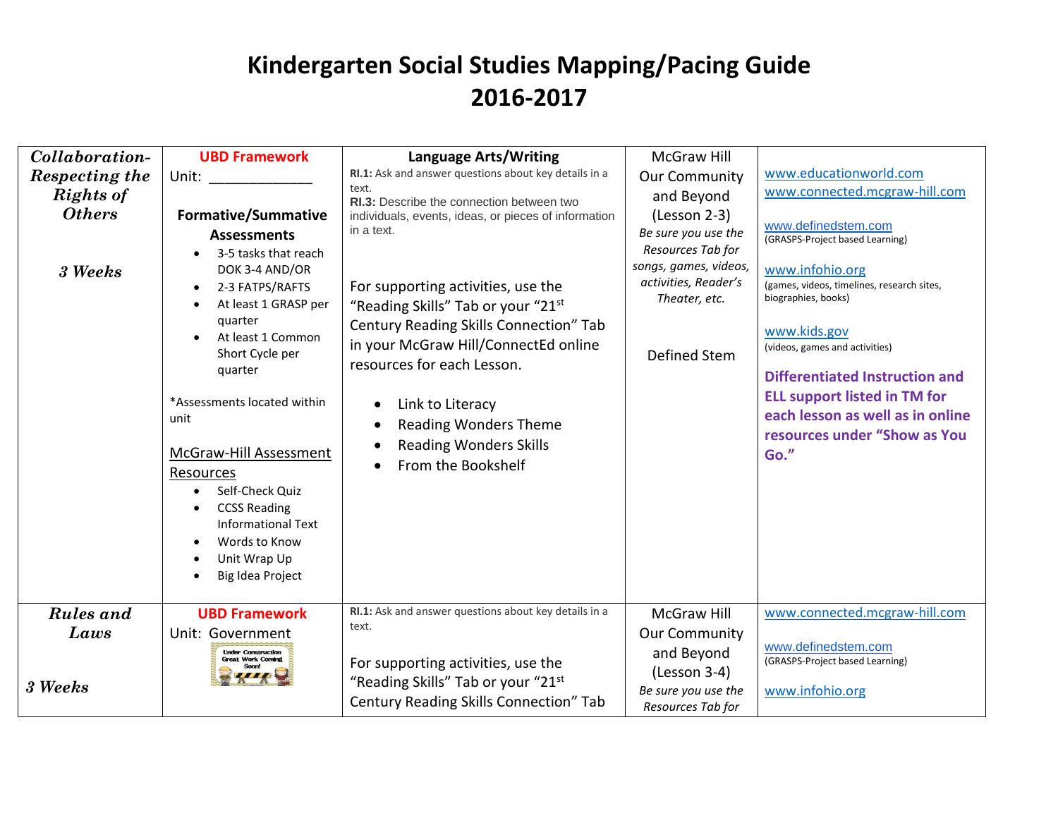# Kindergarten Social Studies Mapping/Pacing Guide 2016-2017

| | | | | |
|---|---|---|---|---|
| ***Collaboration-Respecting the Rights of Others***<br><br>***3 Weeks*** | **UBD Framework**<br>Unit: ____________<br><br>**Formative/Summative Assessments**<br>• 3-5 tasks that reach DOK 3-4 AND/OR<br>• 2-3 FATPS/RAFTS<br>• At least 1 GRASP per quarter<br>• At least 1 Common Short Cycle per quarter<br><br>*Assessments located within unit<br><br>McGraw-Hill Assessment Resources<br>• Self-Check Quiz<br>• CCSS Reading Informational Text<br>• Words to Know<br>• Unit Wrap Up<br>• Big Idea Project | **Language Arts/Writing**<br>**RI.1:** Ask and answer questions about key details in a text.<br>**RI.3:** Describe the connection between two individuals, events, ideas, or pieces of information in a text.<br><br>For supporting activities, use the "Reading Skills" Tab or your "21st Century Reading Skills Connection" Tab in your McGraw Hill/ConnectEd online resources for each Lesson.<br><br>• Link to Literacy<br>• Reading Wonders Theme<br>• Reading Wonders Skills<br>• From the Bookshelf | McGraw Hill Our Community and Beyond (Lesson 2-3)<br>*Be sure you use the Resources Tab for songs, games, videos, activities, Reader's Theater, etc.*<br><br>Defined Stem | www.educationworld.com<br>www.connected.mcgraw-hill.com<br><br>www.definedstem.com<br>(GRASPS-Project based Learning)<br><br>www.infohio.org<br>(games, videos, timelines, research sites, biographies, books)<br><br>www.kids.gov<br>(videos, games and activities)<br><br>**Differentiated Instruction and ELL support listed in TM for each lesson as well as in online resources under "Show as You Go."** |
| ***Rules and Laws***<br><br>***3 Weeks*** | **UBD Framework**<br>Unit: Government<br>Under Construction Great Work Coming Soon! | **RI.1:** Ask and answer questions about key details in a text.<br><br>For supporting activities, use the "Reading Skills" Tab or your "21st Century Reading Skills Connection" Tab | McGraw Hill Our Community and Beyond (Lesson 3-4)<br>*Be sure you use the Resources Tab for* | www.connected.mcgraw-hill.com<br><br>www.definedstem.com<br>(GRASPS-Project based Learning)<br><br>www.infohio.org |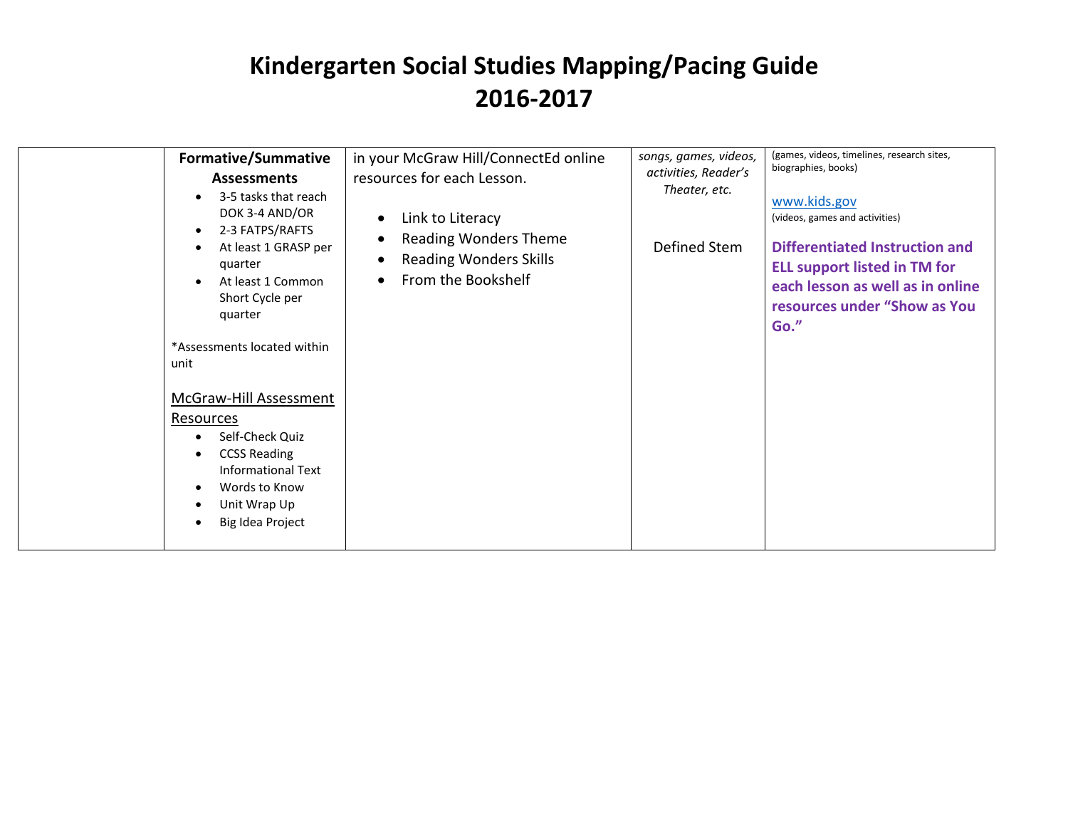# Kindergarten Social Studies Mapping/Pacing Guide 2016-2017

| | | | | |
|---|---|---|---|---|
| | **Formative/Summative Assessments**<br>• 3-5 tasks that reach DOK 3-4 AND/OR<br>• 2-3 FATPS/RAFTS<br>• At least 1 GRASP per quarter<br>• At least 1 Common Short Cycle per quarter<br><br>*Assessments located within unit<br><br>McGraw-Hill Assessment Resources<br>• Self-Check Quiz<br>• CCSS Reading Informational Text<br>• Words to Know<br>• Unit Wrap Up<br>• Big Idea Project | in your McGraw Hill/ConnectEd online resources for each Lesson.<br><br>• Link to Literacy<br>• Reading Wonders Theme<br>• Reading Wonders Skills<br>• From the Bookshelf | *songs, games, videos, activities, Reader's Theater, etc.*<br><br>Defined Stem | (games, videos, timelines, research sites, biographies, books)<br><br>www.kids.gov<br>(videos, games and activities)<br><br>**Differentiated Instruction and ELL support listed in TM for each lesson as well as in online resources under "Show as You Go."** |